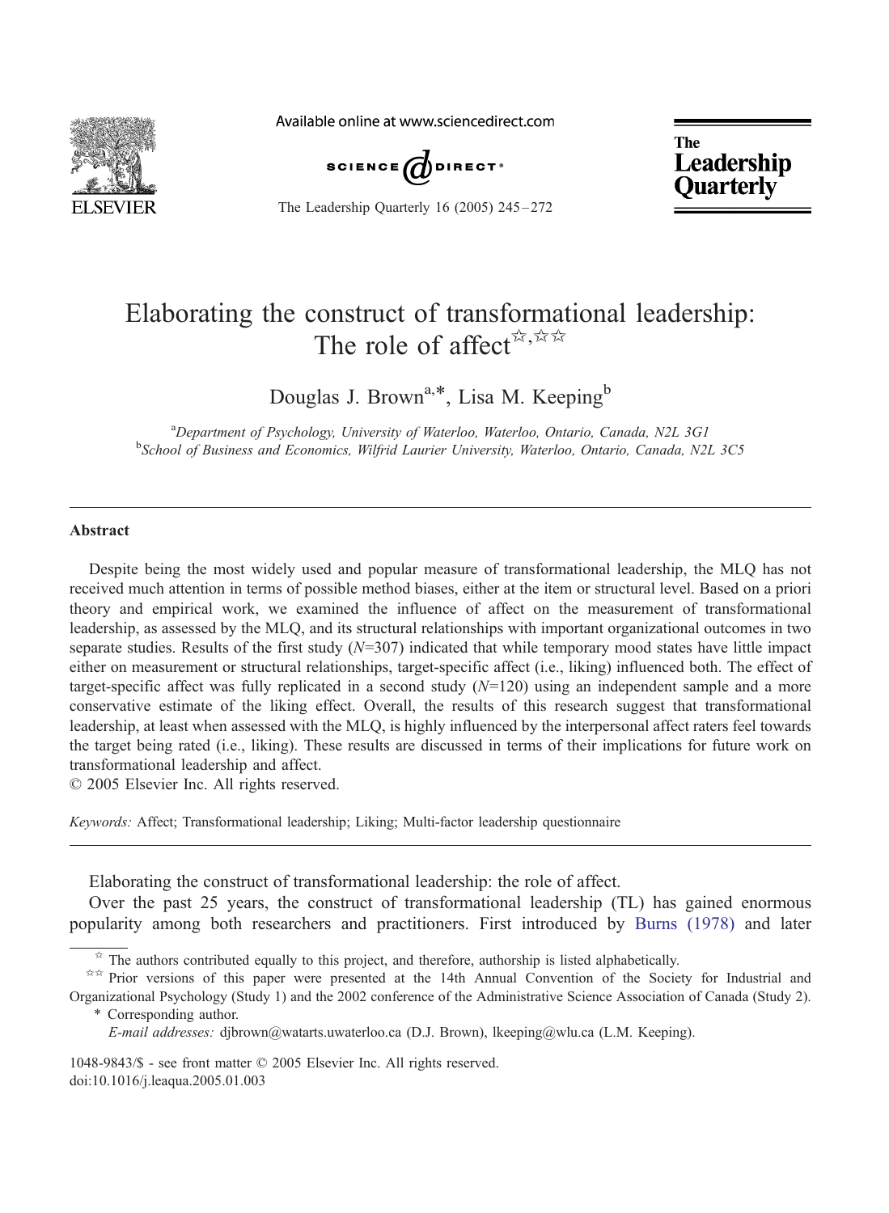# Elaborating the construct of transformational leadership: The role of affect[☆,☆☆]

Douglas J. Brown[a,*], Lisa M. Keeping[b]

[a]*Department of Psychology, University of Waterloo, Waterloo, Ontario, Canada, N2L 3G1*
[b]*School of Business and Economics, Wilfrid Laurier University, Waterloo, Ontario, Canada, N2L 3C5*

---

## Abstract

Despite being the most widely used and popular measure of transformational leadership, the MLQ has not received much attention in terms of possible method biases, either at the item or structural level. Based on a priori theory and empirical work, we examined the influence of affect on the measurement of transformational leadership, as assessed by the MLQ, and its structural relationships with important organizational outcomes in two separate studies. Results of the first study ($N$=307) indicated that while temporary mood states have little impact either on measurement or structural relationships, target-specific affect (i.e., liking) influenced both. The effect of target-specific affect was fully replicated in a second study ($N$=120) using an independent sample and a more conservative estimate of the liking effect. Overall, the results of this research suggest that transformational leadership, at least when assessed with the MLQ, is highly influenced by the interpersonal affect raters feel towards the target being rated (i.e., liking). These results are discussed in terms of their implications for future work on transformational leadership and affect.
© 2005 Elsevier Inc. All rights reserved.

*Keywords:* Affect; Transformational leadership; Liking; Multi-factor leadership questionnaire

---

Elaborating the construct of transformational leadership: the role of affect.

Over the past 25 years, the construct of transformational leadership (TL) has gained enormous popularity among both researchers and practitioners. First introduced by Burns (1978) and later

---

☆ The authors contributed equally to this project, and therefore, authorship is listed alphabetically.

☆☆ Prior versions of this paper were presented at the 14th Annual Convention of the Society for Industrial and Organizational Psychology (Study 1) and the 2002 conference of the Administrative Science Association of Canada (Study 2).

\* Corresponding author.

*E-mail addresses:* djbrown@watarts.uwaterloo.ca (D.J. Brown), lkeeping@wlu.ca (L.M. Keeping).

1048-9843/$ - see front matter © 2005 Elsevier Inc. All rights reserved.
doi:10.1016/j.leaqua.2005.01.003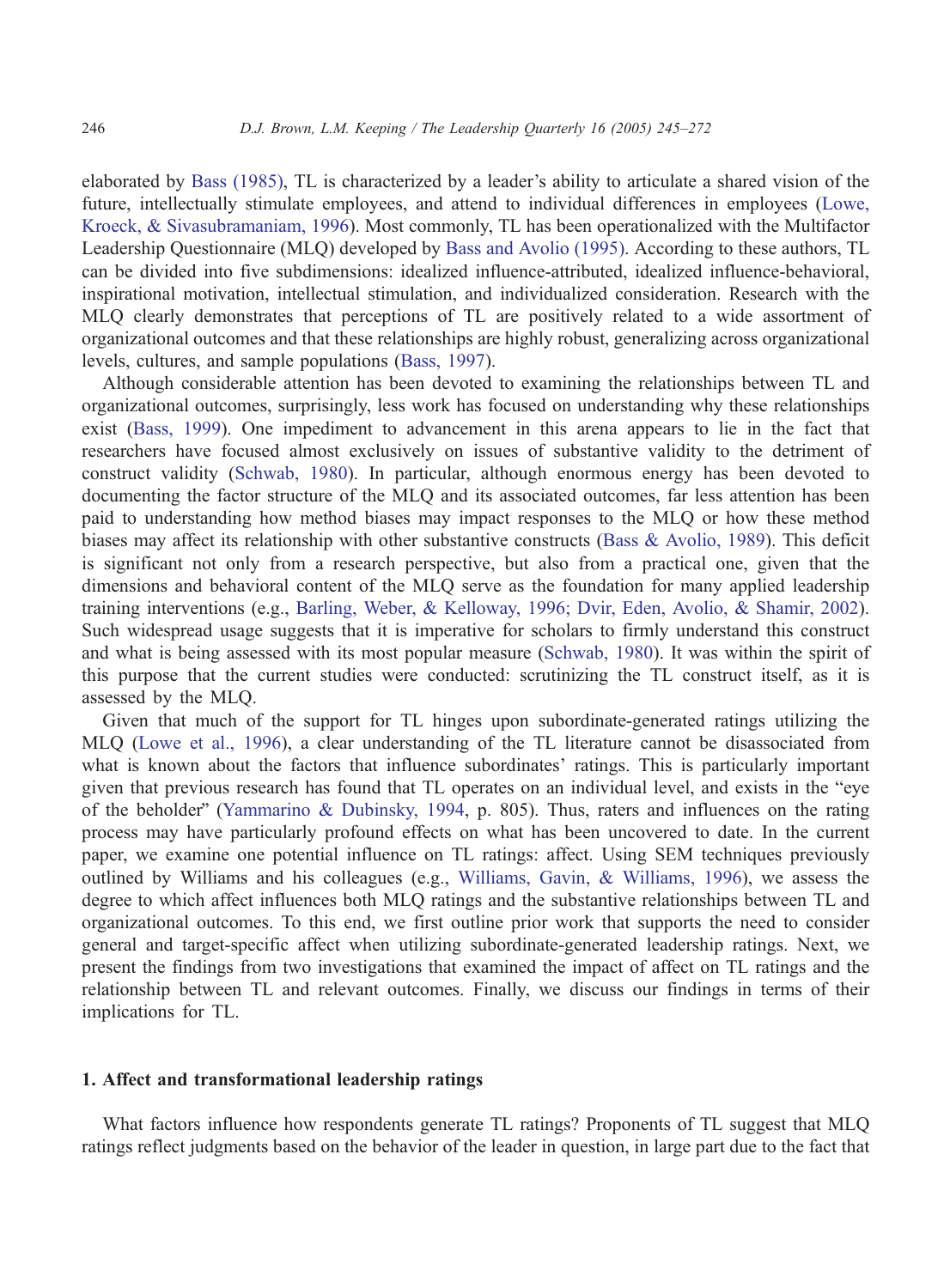elaborated by Bass (1985), TL is characterized by a leader's ability to articulate a shared vision of the future, intellectually stimulate employees, and attend to individual differences in employees (Lowe, Kroeck, & Sivasubramaniam, 1996). Most commonly, TL has been operationalized with the Multifactor Leadership Questionnaire (MLQ) developed by Bass and Avolio (1995). According to these authors, TL can be divided into five subdimensions: idealized influence-attributed, idealized influence-behavioral, inspirational motivation, intellectual stimulation, and individualized consideration. Research with the MLQ clearly demonstrates that perceptions of TL are positively related to a wide assortment of organizational outcomes and that these relationships are highly robust, generalizing across organizational levels, cultures, and sample populations (Bass, 1997).

Although considerable attention has been devoted to examining the relationships between TL and organizational outcomes, surprisingly, less work has focused on understanding why these relationships exist (Bass, 1999). One impediment to advancement in this arena appears to lie in the fact that researchers have focused almost exclusively on issues of substantive validity to the detriment of construct validity (Schwab, 1980). In particular, although enormous energy has been devoted to documenting the factor structure of the MLQ and its associated outcomes, far less attention has been paid to understanding how method biases may impact responses to the MLQ or how these method biases may affect its relationship with other substantive constructs (Bass & Avolio, 1989). This deficit is significant not only from a research perspective, but also from a practical one, given that the dimensions and behavioral content of the MLQ serve as the foundation for many applied leadership training interventions (e.g., Barling, Weber, & Kelloway, 1996; Dvir, Eden, Avolio, & Shamir, 2002). Such widespread usage suggests that it is imperative for scholars to firmly understand this construct and what is being assessed with its most popular measure (Schwab, 1980). It was within the spirit of this purpose that the current studies were conducted: scrutinizing the TL construct itself, as it is assessed by the MLQ.

Given that much of the support for TL hinges upon subordinate-generated ratings utilizing the MLQ (Lowe et al., 1996), a clear understanding of the TL literature cannot be disassociated from what is known about the factors that influence subordinates' ratings. This is particularly important given that previous research has found that TL operates on an individual level, and exists in the "eye of the beholder" (Yammarino & Dubinsky, 1994, p. 805). Thus, raters and influences on the rating process may have particularly profound effects on what has been uncovered to date. In the current paper, we examine one potential influence on TL ratings: affect. Using SEM techniques previously outlined by Williams and his colleagues (e.g., Williams, Gavin, & Williams, 1996), we assess the degree to which affect influences both MLQ ratings and the substantive relationships between TL and organizational outcomes. To this end, we first outline prior work that supports the need to consider general and target-specific affect when utilizing subordinate-generated leadership ratings. Next, we present the findings from two investigations that examined the impact of affect on TL ratings and the relationship between TL and relevant outcomes. Finally, we discuss our findings in terms of their implications for TL.

## 1. Affect and transformational leadership ratings

What factors influence how respondents generate TL ratings? Proponents of TL suggest that MLQ ratings reflect judgments based on the behavior of the leader in question, in large part due to the fact that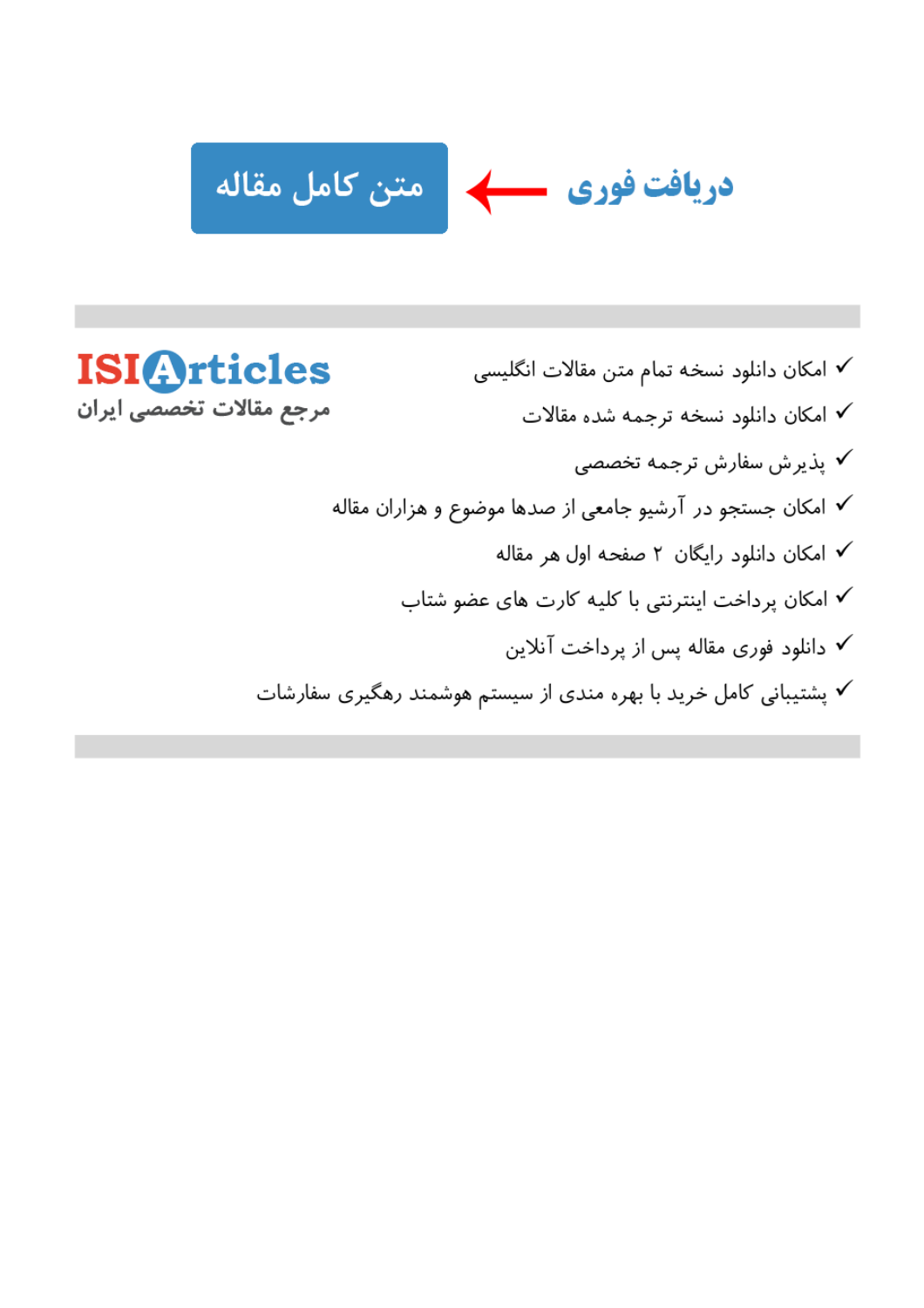دریافت فوری ← متن کامل مقاله

**ISIArticles**
مرجع مقالات تخصصی ایران

- ✓ امکان دانلود نسخه تمام متن مقالات انگلیسی
- ✓ امکان دانلود نسخه ترجمه شده مقالات
- ✓ پذیرش سفارش ترجمه تخصصی
- ✓ امکان جستجو در آرشیو جامعی از صدها موضوع و هزاران مقاله
- ✓ امکان دانلود رایگان ۲ صفحه اول هر مقاله
- ✓ امکان پرداخت اینترنتی با کلیه کارت های عضو شتاب
- ✓ دانلود فوری مقاله پس از پرداخت آنلاین
- ✓ پشتیبانی کامل خرید با بهره مندی از سیستم هوشمند رهگیری سفارشات